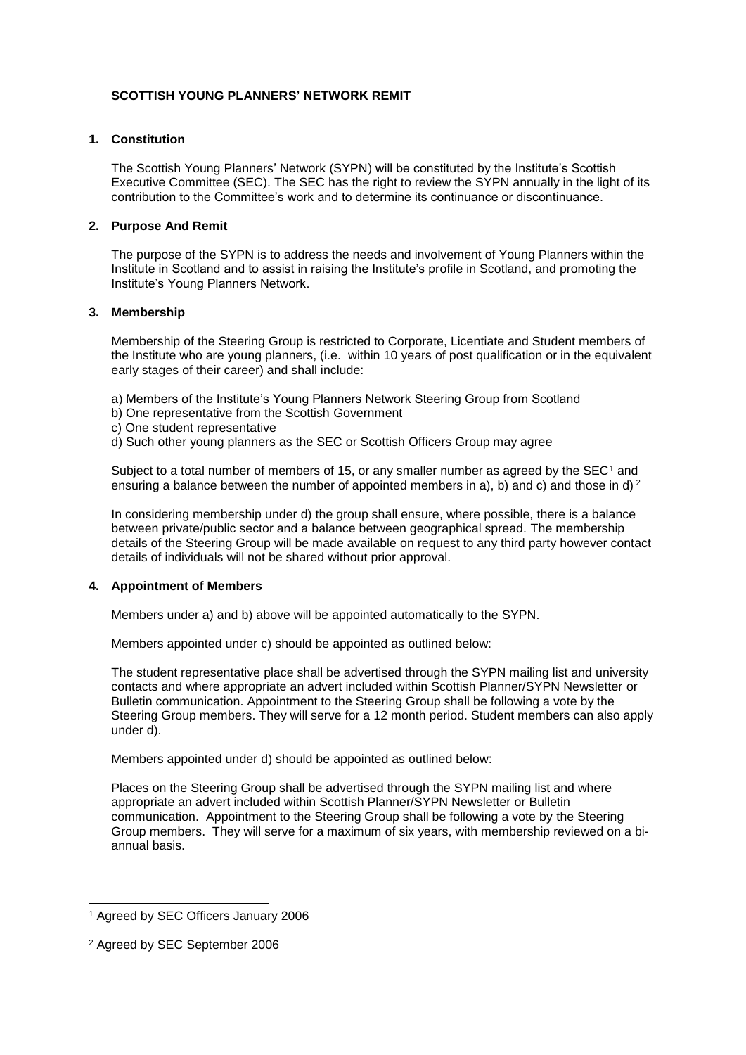# SCOTTISH YOUNG PLANNERS' NETWORK REMIT

## 1. Constitution

The Scottish Young Planners' Network (SYPN) will be constituted by the Institute's Scottish Executive Committee (SEC). The SEC has the right to review the SYPN annually in the light of its contribution to the Committee's work and to determine its continuance or discontinuance.

## 2. Purpose And Remit

The purpose of the SYPN is to address the needs and involvement of Young Planners within the Institute in Scotland and to assist in raising the Institute's profile in Scotland, and promoting the Institute's Young Planners Network.

## 3. Membership

Membership of the Steering Group is restricted to Corporate, Licentiate and Student members of the Institute who are young planners, (i.e. within 10 years of post qualification or in the equivalent early stages of their career) and shall include:

a) Members of the Institute's Young Planners Network Steering Group from Scotland
b) One representative from the Scottish Government
c) One student representative
d) Such other young planners as the SEC or Scottish Officers Group may agree

Subject to a total number of members of 15, or any smaller number as agreed by the SEC[1] and ensuring a balance between the number of appointed members in a), b) and c) and those in d) [2]

In considering membership under d) the group shall ensure, where possible, there is a balance between private/public sector and a balance between geographical spread. The membership details of the Steering Group will be made available on request to any third party however contact details of individuals will not be shared without prior approval.

## 4. Appointment of Members

Members under a) and b) above will be appointed automatically to the SYPN.

Members appointed under c) should be appointed as outlined below:

The student representative place shall be advertised through the SYPN mailing list and university contacts and where appropriate an advert included within Scottish Planner/SYPN Newsletter or Bulletin communication. Appointment to the Steering Group shall be following a vote by the Steering Group members. They will serve for a 12 month period. Student members can also apply under d).

Members appointed under d) should be appointed as outlined below:

Places on the Steering Group shall be advertised through the SYPN mailing list and where appropriate an advert included within Scottish Planner/SYPN Newsletter or Bulletin communication. Appointment to the Steering Group shall be following a vote by the Steering Group members. They will serve for a maximum of six years, with membership reviewed on a bi-annual basis.

---

[1] Agreed by SEC Officers January 2006

[2] Agreed by SEC September 2006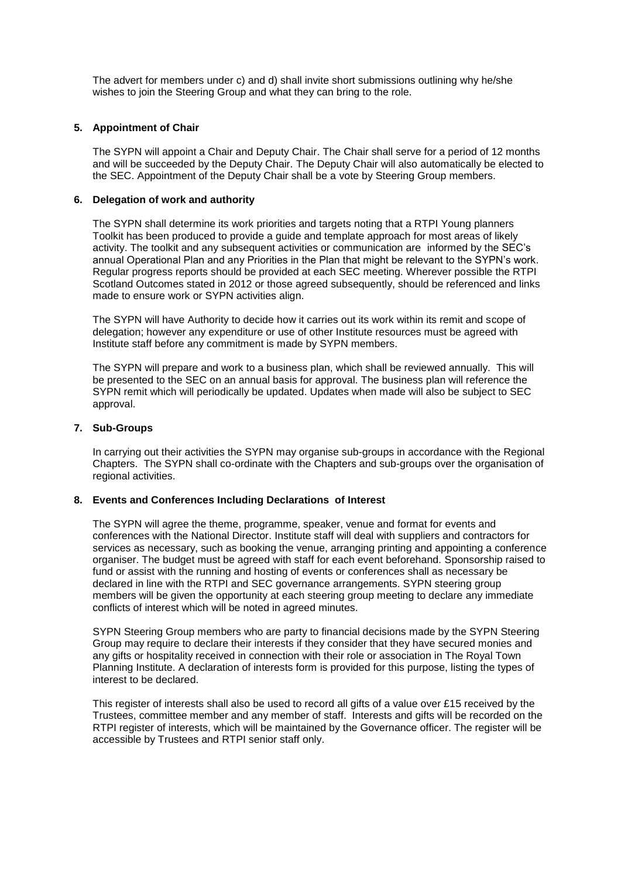The advert for members under c) and d) shall invite short submissions outlining why he/she wishes to join the Steering Group and what they can bring to the role.

## 5. Appointment of Chair

The SYPN will appoint a Chair and Deputy Chair. The Chair shall serve for a period of 12 months and will be succeeded by the Deputy Chair. The Deputy Chair will also automatically be elected to the SEC. Appointment of the Deputy Chair shall be a vote by Steering Group members.

## 6. Delegation of work and authority

The SYPN shall determine its work priorities and targets noting that a RTPI Young planners Toolkit has been produced to provide a guide and template approach for most areas of likely activity. The toolkit and any subsequent activities or communication are informed by the SEC's annual Operational Plan and any Priorities in the Plan that might be relevant to the SYPN's work. Regular progress reports should be provided at each SEC meeting. Wherever possible the RTPI Scotland Outcomes stated in 2012 or those agreed subsequently, should be referenced and links made to ensure work or SYPN activities align.

The SYPN will have Authority to decide how it carries out its work within its remit and scope of delegation; however any expenditure or use of other Institute resources must be agreed with Institute staff before any commitment is made by SYPN members.

The SYPN will prepare and work to a business plan, which shall be reviewed annually. This will be presented to the SEC on an annual basis for approval. The business plan will reference the SYPN remit which will periodically be updated. Updates when made will also be subject to SEC approval.

## 7. Sub-Groups

In carrying out their activities the SYPN may organise sub-groups in accordance with the Regional Chapters. The SYPN shall co-ordinate with the Chapters and sub-groups over the organisation of regional activities.

## 8. Events and Conferences Including Declarations of Interest

The SYPN will agree the theme, programme, speaker, venue and format for events and conferences with the National Director. Institute staff will deal with suppliers and contractors for services as necessary, such as booking the venue, arranging printing and appointing a conference organiser. The budget must be agreed with staff for each event beforehand. Sponsorship raised to fund or assist with the running and hosting of events or conferences shall as necessary be declared in line with the RTPI and SEC governance arrangements. SYPN steering group members will be given the opportunity at each steering group meeting to declare any immediate conflicts of interest which will be noted in agreed minutes.

SYPN Steering Group members who are party to financial decisions made by the SYPN Steering Group may require to declare their interests if they consider that they have secured monies and any gifts or hospitality received in connection with their role or association in The Royal Town Planning Institute. A declaration of interests form is provided for this purpose, listing the types of interest to be declared.

This register of interests shall also be used to record all gifts of a value over £15 received by the Trustees, committee member and any member of staff. Interests and gifts will be recorded on the RTPI register of interests, which will be maintained by the Governance officer. The register will be accessible by Trustees and RTPI senior staff only.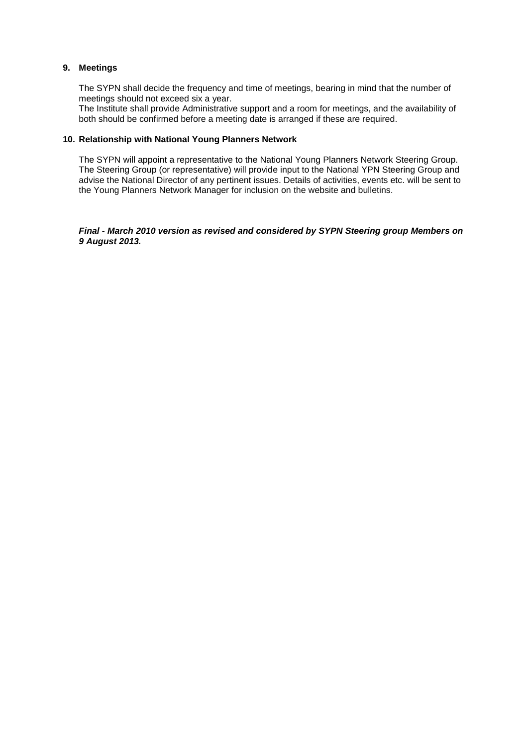## 9. Meetings

The SYPN shall decide the frequency and time of meetings, bearing in mind that the number of meetings should not exceed six a year.
The Institute shall provide Administrative support and a room for meetings, and the availability of both should be confirmed before a meeting date is arranged if these are required.

## 10. Relationship with National Young Planners Network

The SYPN will appoint a representative to the National Young Planners Network Steering Group. The Steering Group (or representative) will provide input to the National YPN Steering Group and advise the National Director of any pertinent issues. Details of activities, events etc. will be sent to the Young Planners Network Manager for inclusion on the website and bulletins.

***Final - March 2010 version as revised and considered by SYPN Steering group Members on 9 August 2013.***